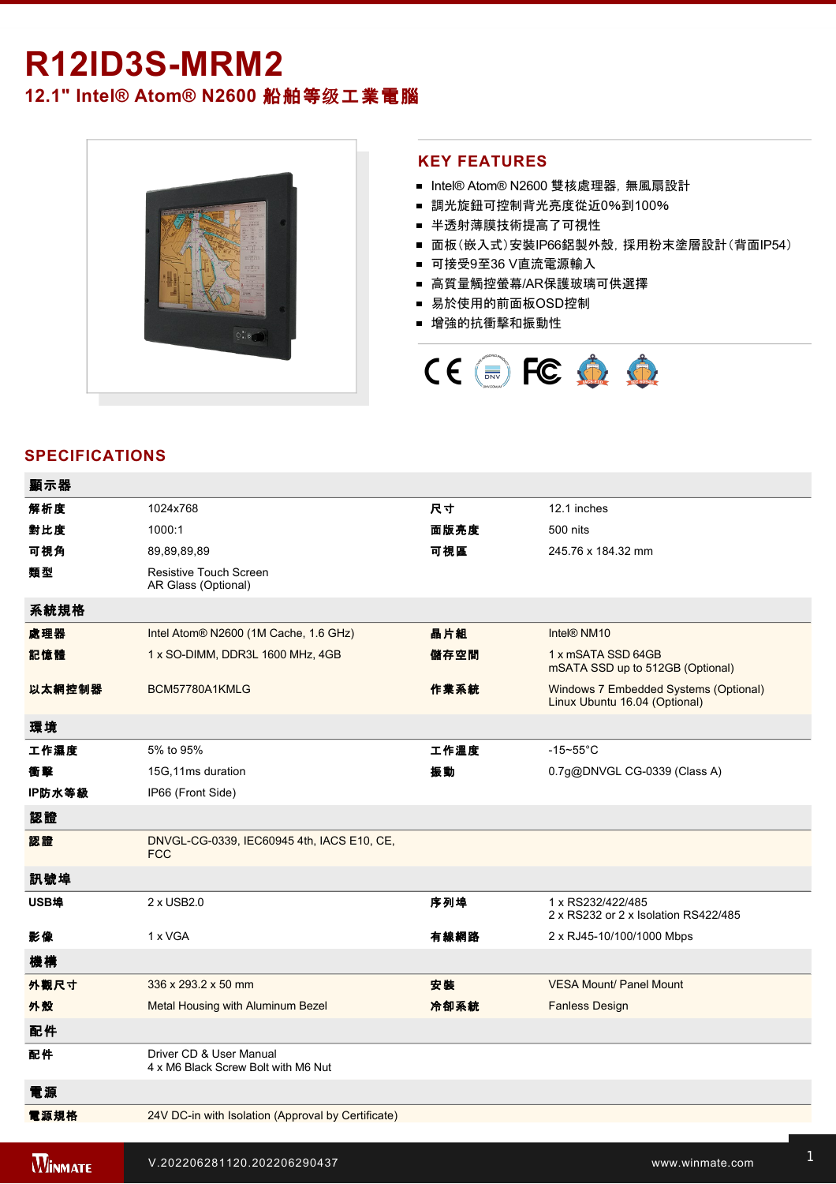# R12ID3S-MRM2

## 12.1" Intel® Atom® N2600 船舶等級工業電腦

## KEY FEATURES

- Intel® Atom® N2600 雙核處理器，無風扇設計
- 調光旋鈕可控制背光亮度從近0%到100%
- 半透射薄膜技術提高了可視性
- 面板（嵌入式）安裝IP66鋁製外殼，採用粉末塗層設計（背面IP54）
- 可接受9至36 V直流電源輸入
- 高質量觸控螢幕/AR保護玻璃可供選擇
- 易於使用的前面板OSD控制
- 增強的抗衝擊和振動性

## SPECIFICATIONS

| | | | |
|---|---|---|---|
| **顯示器** | | | |
| **解析度** | 1024x768 | **尺寸** | 12.1 inches |
| **對比度** | 1000:1 | **面版亮度** | 500 nits |
| **可視角** | 89,89,89,89 | **可視區** | 245.76 x 184.32 mm |
| **類型** | Resistive Touch Screen<br>AR Glass (Optional) | | |
| **系統規格** | | | |
| **處理器** | Intel Atom® N2600 (1M Cache, 1.6 GHz) | **晶片組** | Intel® NM10 |
| **記憶體** | 1 x SO-DIMM, DDR3L 1600 MHz, 4GB | **儲存空間** | 1 x mSATA SSD 64GB<br>mSATA SSD up to 512GB (Optional) |
| **以太網控制器** | BCM57780A1KMLG | **作業系統** | Windows 7 Embedded Systems (Optional)<br>Linux Ubuntu 16.04 (Optional) |
| **環境** | | | |
| **工作濕度** | 5% to 95% | **工作溫度** | -15~55°C |
| **衝擊** | 15G,11ms duration | **振動** | 0.7g@DNVGL CG-0339 (Class A) |
| **IP防水等級** | IP66 (Front Side) | | |
| **認證** | | | |
| **認證** | DNVGL-CG-0339, IEC60945 4th, IACS E10, CE, FCC | | |
| **訊號埠** | | | |
| **USB埠** | 2 x USB2.0 | **序列埠** | 1 x RS232/422/485<br>2 x RS232 or 2 x Isolation RS422/485 |
| **影像** | 1 x VGA | **有線網路** | 2 x RJ45-10/100/1000 Mbps |
| **機構** | | | |
| **外觀尺寸** | 336 x 293.2 x 50 mm | **安裝** | VESA Mount/ Panel Mount |
| **外殼** | Metal Housing with Aluminum Bezel | **冷卻系統** | Fanless Design |
| **配件** | | | |
| **配件** | Driver CD & User Manual<br>4 x M6 Black Screw Bolt with M6 Nut | | |
| **電源** | | | |
| **電源規格** | 24V DC-in with Isolation (Approval by Certificate) | | |

V.202206281120.202206290437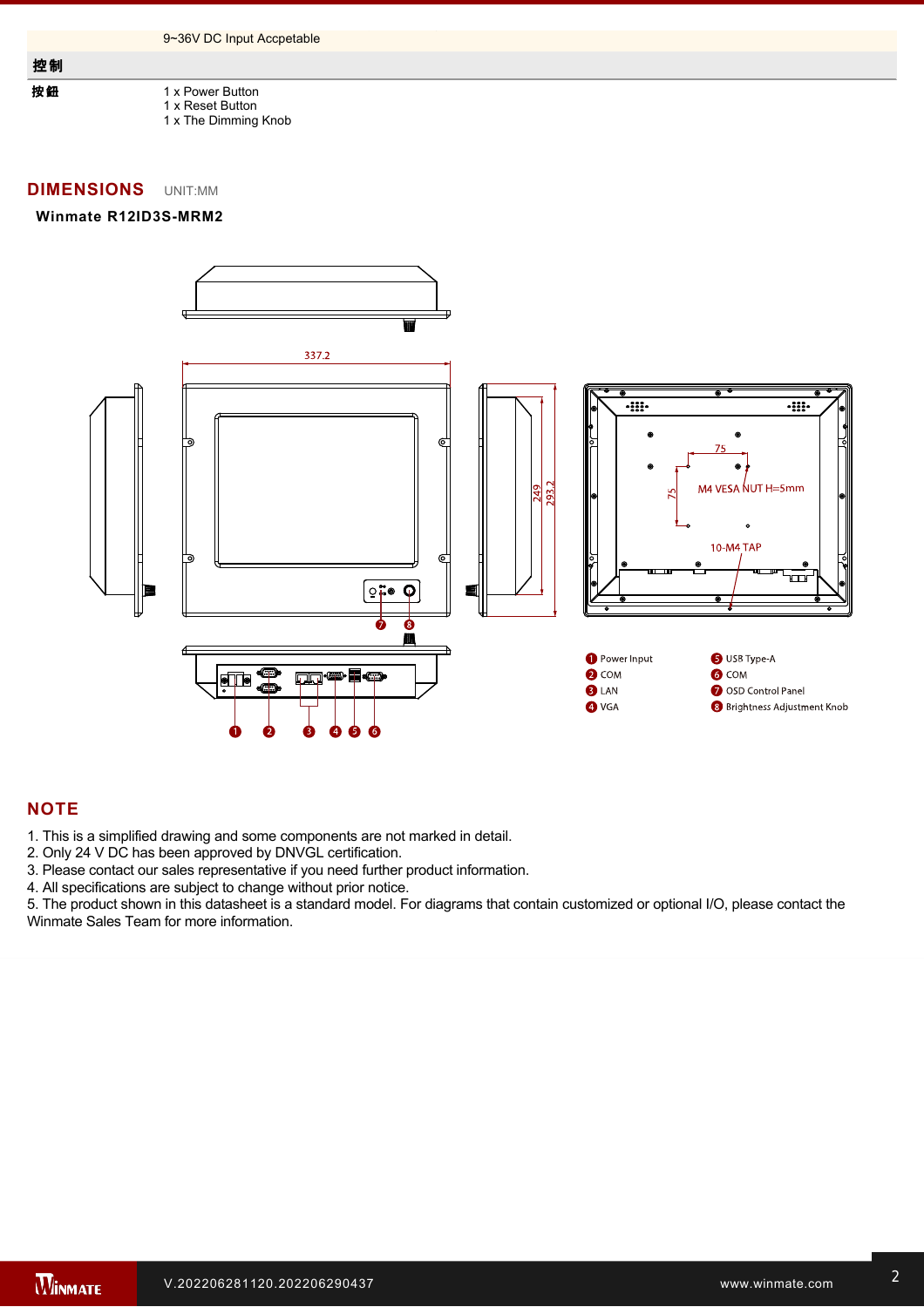| | |
|---|---|
| | 9~36V DC Input Accpetable |
| **控制** | |
| **按鈕** | 1 x Power Button<br>1 x Reset Button<br>1 x The Dimming Knob |

## DIMENSIONS UNIT:MM

**Winmate R12ID3S-MRM2**

337.2

249

293.2

75

75

M4 VESA NUT H=5mm

10-M4 TAP

1 Power Input
2 COM
3 LAN
4 VGA
5 USB Type-A
6 COM
7 OSD Control Panel
8 Brightness Adjustment Knob

## NOTE

1. This is a simplified drawing and some components are not marked in detail.
2. Only 24 V DC has been approved by DNVGL certification.
3. Please contact our sales representative if you need further product information.
4. All specifications are subject to change without prior notice.
5. The product shown in this datasheet is a standard model. For diagrams that contain customized or optional I/O, please contact the Winmate Sales Team for more information.